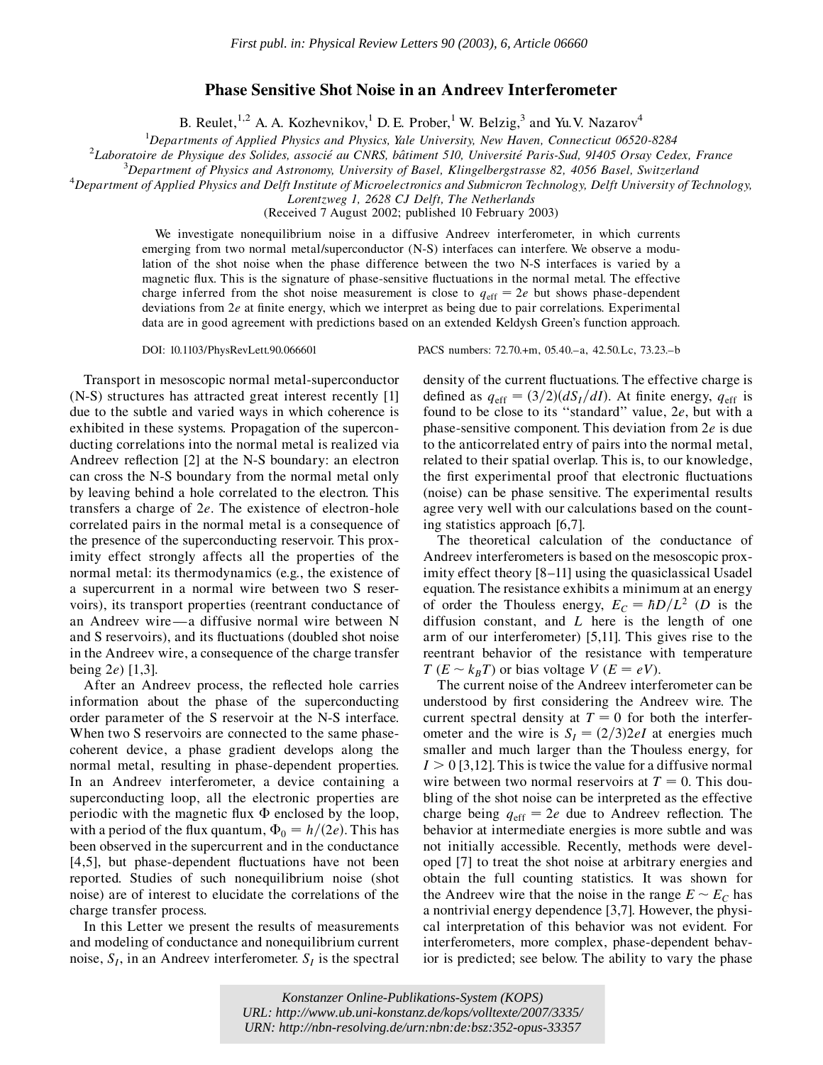*First publ. in: Physical Review Letters 90 (2003), 6, Article 06660*

# Phase Sensitive Shot Noise in an Andreev Interferometer

B. Reulet,[1,2] A. A. Kozhevnikov,[1] D. E. Prober,[1] W. Belzig,[3] and Yu. V. Nazarov[4]

[1]*Departments of Applied Physics and Physics, Yale University, New Haven, Connecticut 06520-8284*
[2]*Laboratoire de Physique des Solides, associé au CNRS, bâtiment 510, Université Paris-Sud, 91405 Orsay Cedex, France*
[3]*Department of Physics and Astronomy, University of Basel, Klingelbergstrasse 82, 4056 Basel, Switzerland*
[4]*Department of Applied Physics and Delft Institute of Microelectronics and Submicron Technology, Delft University of Technology, Lorentzweg 1, 2628 CJ Delft, The Netherlands*

(Received 7 August 2002; published 10 February 2003)

We investigate nonequilibrium noise in a diffusive Andreev interferometer, in which currents emerging from two normal metal/superconductor (N-S) interfaces can interfere. We observe a modulation of the shot noise when the phase difference between the two N-S interfaces is varied by a magnetic flux. This is the signature of phase-sensitive fluctuations in the normal metal. The effective charge inferred from the shot noise measurement is close to $q_{\rm eff} = 2e$ but shows phase-dependent deviations from $2e$ at finite energy, which we interpret as being due to pair correlations. Experimental data are in good agreement with predictions based on an extended Keldysh Green's function approach.

DOI: 10.1103/PhysRevLett.90.066601 PACS numbers: 72.70.+m, 05.40.–a, 42.50.Lc, 73.23.–b

Transport in mesoscopic normal metal-superconductor (N-S) structures has attracted great interest recently [1] due to the subtle and varied ways in which coherence is exhibited in these systems. Propagation of the superconducting correlations into the normal metal is realized via Andreev reflection [2] at the N-S boundary: an electron can cross the N-S boundary from the normal metal only by leaving behind a hole correlated to the electron. This transfers a charge of $2e$. The existence of electron-hole correlated pairs in the normal metal is a consequence of the presence of the superconducting reservoir. This proximity effect strongly affects all the properties of the normal metal: its thermodynamics (e.g., the existence of a supercurrent in a normal wire between two S reservoirs), its transport properties (reentrant conductance of an Andreev wire—a diffusive normal wire between N and S reservoirs), and its fluctuations (doubled shot noise in the Andreev wire, a consequence of the charge transfer being $2e$) [1,3].

After an Andreev process, the reflected hole carries information about the phase of the superconducting order parameter of the S reservoir at the N-S interface. When two S reservoirs are connected to the same phase-coherent device, a phase gradient develops along the normal metal, resulting in phase-dependent properties. In an Andreev interferometer, a device containing a superconducting loop, all the electronic properties are periodic with the magnetic flux $\Phi$ enclosed by the loop, with a period of the flux quantum, $\Phi_0 = h/(2e)$. This has been observed in the supercurrent and in the conductance [4,5], but phase-dependent fluctuations have not been reported. Studies of such nonequilibrium noise (shot noise) are of interest to elucidate the correlations of the charge transfer process.

In this Letter we present the results of measurements and modeling of conductance and nonequilibrium current noise, $S_I$, in an Andreev interferometer. $S_I$ is the spectral density of the current fluctuations. The effective charge is defined as $q_{\rm eff} = (3/2)(dS_I/dI)$. At finite energy, $q_{\rm eff}$ is found to be close to its "standard" value, $2e$, but with a phase-sensitive component. This deviation from $2e$ is due to the anticorrelated entry of pairs into the normal metal, related to their spatial overlap. This is, to our knowledge, the first experimental proof that electronic fluctuations (noise) can be phase sensitive. The experimental results agree very well with our calculations based on the counting statistics approach [6,7].

The theoretical calculation of the conductance of Andreev interferometers is based on the mesoscopic proximity effect theory [8–11] using the quasiclassical Usadel equation. The resistance exhibits a minimum at an energy of order the Thouless energy, $E_C = \hbar D/L^2$ ($D$ is the diffusion constant, and $L$ here is the length of one arm of our interferometer) [5,11]. This gives rise to the reentrant behavior of the resistance with temperature $T$ ($E \sim k_B T$) or bias voltage $V$ ($E = eV$).

The current noise of the Andreev interferometer can be understood by first considering the Andreev wire. The current spectral density at $T = 0$ for both the interferometer and the wire is $S_I = (2/3)2eI$ at energies much smaller and much larger than the Thouless energy, for $I > 0$ [3,12]. This is twice the value for a diffusive normal wire between two normal reservoirs at $T = 0$. This doubling of the shot noise can be interpreted as the effective charge being $q_{\rm eff} = 2e$ due to Andreev reflection. The behavior at intermediate energies is more subtle and was not initially accessible. Recently, methods were developed [7] to treat the shot noise at arbitrary energies and obtain the full counting statistics. It was shown for the Andreev wire that the noise in the range $E \sim E_C$ has a nontrivial energy dependence [3,7]. However, the physical interpretation of this behavior was not evident. For interferometers, more complex, phase-dependent behavior is predicted; see below. The ability to vary the phase

Konstanzer Online-Publikations-System (KOPS)
URL: http://www.ub.uni-konstanz.de/kops/volltexte/2007/3335/
URN: http://nbn-resolving.de/urn:nbn:de:bsz:352-opus-33357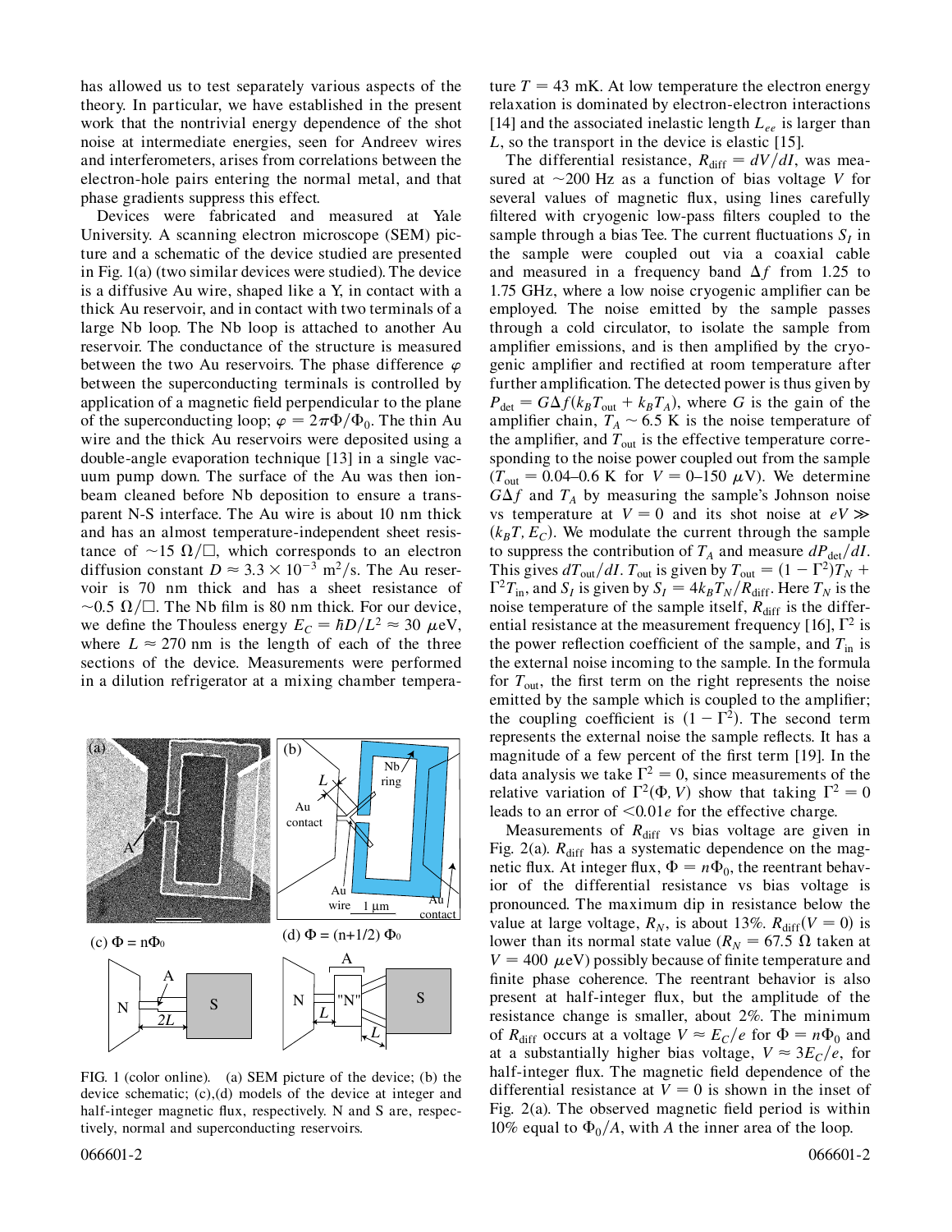has allowed us to test separately various aspects of the theory. In particular, we have established in the present work that the nontrivial energy dependence of the shot noise at intermediate energies, seen for Andreev wires and interferometers, arises from correlations between the electron-hole pairs entering the normal metal, and that phase gradients suppress this effect.

Devices were fabricated and measured at Yale University. A scanning electron microscope (SEM) picture and a schematic of the device studied are presented in Fig. 1(a) (two similar devices were studied). The device is a diffusive Au wire, shaped like a Y, in contact with a thick Au reservoir, and in contact with two terminals of a large Nb loop. The Nb loop is attached to another Au reservoir. The conductance of the structure is measured between the two Au reservoirs. The phase difference $\varphi$ between the superconducting terminals is controlled by application of a magnetic field perpendicular to the plane of the superconducting loop; $\varphi = 2\pi\Phi/\Phi_0$. The thin Au wire and the thick Au reservoirs were deposited using a double-angle evaporation technique [13] in a single vacuum pump down. The surface of the Au was then ion-beam cleaned before Nb deposition to ensure a transparent N-S interface. The Au wire is about 10 nm thick and has an almost temperature-independent sheet resistance of $\sim 15\ \Omega/\square$, which corresponds to an electron diffusion constant $D \approx 3.3 \times 10^{-3}\ \mathrm{m^2/s}$. The Au reservoir is 70 nm thick and has a sheet resistance of $\sim 0.5\ \Omega/\square$. The Nb film is 80 nm thick. For our device, we define the Thouless energy $E_C = \hbar D/L^2 \approx 30\ \mu\mathrm{eV}$, where $L \approx 270$ nm is the length of each of the three sections of the device. Measurements were performed in a dilution refrigerator at a mixing chamber temperature $T = 43$ mK. At low temperature the electron energy relaxation is dominated by electron-electron interactions [14] and the associated inelastic length $L_{ee}$ is larger than $L$, so the transport in the device is elastic [15].

The differential resistance, $R_{\mathrm{diff}} = dV/dI$, was measured at $\sim 200$ Hz as a function of bias voltage $V$ for several values of magnetic flux, using lines carefully filtered with cryogenic low-pass filters coupled to the sample through a bias Tee. The current fluctuations $S_I$ in the sample were coupled out via a coaxial cable and measured in a frequency band $\Delta f$ from 1.25 to 1.75 GHz, where a low noise cryogenic amplifier can be employed. The noise emitted by the sample passes through a cold circulator, to isolate the sample from amplifier emissions, and is then amplified by the cryogenic amplifier and rectified at room temperature after further amplification. The detected power is thus given by $P_{\mathrm{det}} = G\Delta f(k_B T_{\mathrm{out}} + k_B T_A)$, where $G$ is the gain of the amplifier chain, $T_A \sim 6.5$ K is the noise temperature of the amplifier, and $T_{\mathrm{out}}$ is the effective temperature corresponding to the noise power coupled out from the sample ($T_{\mathrm{out}} = 0.04$–$0.6$ K for $V = 0$–$150\ \mu$V). We determine $G\Delta f$ and $T_A$ by measuring the sample's Johnson noise vs temperature at $V = 0$ and its shot noise at $eV \gg (k_B T, E_C)$. We modulate the current through the sample to suppress the contribution of $T_A$ and measure $dP_{\mathrm{det}}/dI$. This gives $dT_{\mathrm{out}}/dI$. $T_{\mathrm{out}}$ is given by $T_{\mathrm{out}} = (1 - \Gamma^2)T_N + \Gamma^2 T_{\mathrm{in}}$, and $S_I$ is given by $S_I = 4k_B T_N/R_{\mathrm{diff}}$. Here $T_N$ is the noise temperature of the sample itself, $R_{\mathrm{diff}}$ is the differential resistance at the measurement frequency [16], $\Gamma^2$ is the power reflection coefficient of the sample, and $T_{\mathrm{in}}$ is the external noise incoming to the sample. In the formula for $T_{\mathrm{out}}$, the first term on the right represents the noise emitted by the sample which is coupled to the amplifier; the coupling coefficient is $(1 - \Gamma^2)$. The second term represents the external noise the sample reflects. It has a magnitude of a few percent of the first term [19]. In the data analysis we take $\Gamma^2 = 0$, since measurements of the relative variation of $\Gamma^2(\Phi, V)$ show that taking $\Gamma^2 = 0$ leads to an error of $<0.01e$ for the effective charge.

Measurements of $R_{\mathrm{diff}}$ vs bias voltage are given in Fig. 2(a). $R_{\mathrm{diff}}$ has a systematic dependence on the magnetic flux. At integer flux, $\Phi = n\Phi_0$, the reentrant behavior of the differential resistance vs bias voltage is pronounced. The maximum dip in resistance below the value at large voltage, $R_N$, is about 13%. $R_{\mathrm{diff}}(V = 0)$ is lower than its normal state value ($R_N = 67.5\ \Omega$ taken at $V = 400\ \mu$eV) possibly because of finite temperature and finite phase coherence. The reentrant behavior is also present at half-integer flux, but the amplitude of the resistance change is smaller, about 2%. The minimum of $R_{\mathrm{diff}}$ occurs at a voltage $V \approx E_C/e$ for $\Phi = n\Phi_0$ and at a substantially higher bias voltage, $V \approx 3E_C/e$, for half-integer flux. The magnetic field dependence of the differential resistance at $V = 0$ is shown in the inset of Fig. 2(a). The observed magnetic field period is within 10% equal to $\Phi_0/A$, with $A$ the inner area of the loop.

FIG. 1 (color online). (a) SEM picture of the device; (b) the device schematic; (c),(d) models of the device at integer and half-integer magnetic flux, respectively. N and S are, respectively, normal and superconducting reservoirs.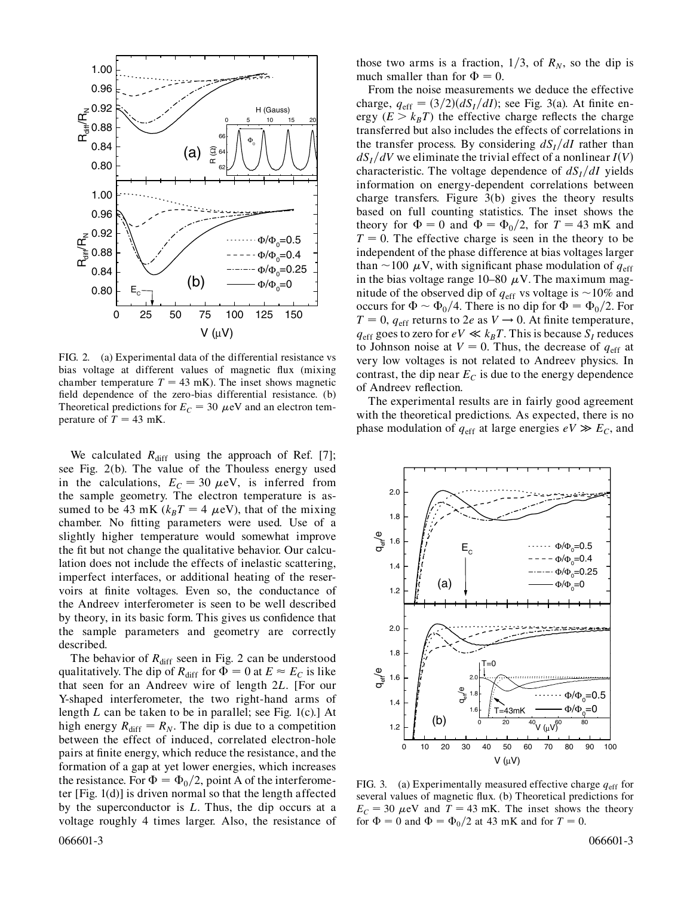FIG. 2. (a) Experimental data of the differential resistance vs bias voltage at different values of magnetic flux (mixing chamber temperature $T = 43$ mK). The inset shows magnetic field dependence of the zero-bias differential resistance. (b) Theoretical predictions for $E_C = 30\ \mu$eV and an electron temperature of $T = 43$ mK.

We calculated $R_{\rm diff}$ using the approach of Ref. [7]; see Fig. 2(b). The value of the Thouless energy used in the calculations, $E_C = 30\ \mu$eV, is inferred from the sample geometry. The electron temperature is assumed to be 43 mK ($k_BT = 4\ \mu$eV), that of the mixing chamber. No fitting parameters were used. Use of a slightly higher temperature would somewhat improve the fit but not change the qualitative behavior. Our calculation does not include the effects of inelastic scattering, imperfect interfaces, or additional heating of the reservoirs at finite voltages. Even so, the conductance of the Andreev interferometer is seen to be well described by theory, in its basic form. This gives us confidence that the sample parameters and geometry are correctly described.

The behavior of $R_{\rm diff}$ seen in Fig. 2 can be understood qualitatively. The dip of $R_{\rm diff}$ for $\Phi = 0$ at $E \approx E_C$ is like that seen for an Andreev wire of length $2L$. [For our Y-shaped interferometer, the two right-hand arms of length $L$ can be taken to be in parallel; see Fig. 1(c).] At high energy $R_{\rm diff} = R_N$. The dip is due to a competition between the effect of induced, correlated electron-hole pairs at finite energy, which reduce the resistance, and the formation of a gap at yet lower energies, which increases the resistance. For $\Phi = \Phi_0/2$, point A of the interferometer [Fig. 1(d)] is driven normal so that the length affected by the superconductor is $L$. Thus, the dip occurs at a voltage roughly 4 times larger. Also, the resistance of those two arms is a fraction, 1/3, of $R_N$, so the dip is much smaller than for $\Phi = 0$.

From the noise measurements we deduce the effective charge, $q_{\rm eff} = (3/2)(dS_I/dI)$; see Fig. 3(a). At finite energy ($E > k_BT$) the effective charge reflects the charge transferred but also includes the effects of correlations in the transfer process. By considering $dS_I/dI$ rather than $dS_I/dV$ we eliminate the trivial effect of a nonlinear $I(V)$ characteristic. The voltage dependence of $dS_I/dI$ yields information on energy-dependent correlations between charge transfers. Figure 3(b) gives the theory results based on full counting statistics. The inset shows the theory for $\Phi = 0$ and $\Phi = \Phi_0/2$, for $T = 43$ mK and $T = 0$. The effective charge is seen in the theory to be independent of the phase difference at bias voltages larger than $\sim 100\ \mu$V, with significant phase modulation of $q_{\rm eff}$ in the bias voltage range 10–80 $\mu$V. The maximum magnitude of the observed dip of $q_{\rm eff}$ vs voltage is $\sim 10\%$ and occurs for $\Phi \sim \Phi_0/4$. There is no dip for $\Phi = \Phi_0/2$. For $T = 0$, $q_{\rm eff}$ returns to $2e$ as $V \rightarrow 0$. At finite temperature, $q_{\rm eff}$ goes to zero for $eV \ll k_BT$. This is because $S_I$ reduces to Johnson noise at $V = 0$. Thus, the decrease of $q_{\rm eff}$ at very low voltages is not related to Andreev physics. In contrast, the dip near $E_C$ is due to the energy dependence of Andreev reflection.

The experimental results are in fairly good agreement with the theoretical predictions. As expected, there is no phase modulation of $q_{\rm eff}$ at large energies $eV \gg E_C$, and

FIG. 3. (a) Experimentally measured effective charge $q_{\rm eff}$ for several values of magnetic flux. (b) Theoretical predictions for $E_C = 30\ \mu$eV and $T = 43$ mK. The inset shows the theory for $\Phi = 0$ and $\Phi = \Phi_0/2$ at 43 mK and for $T = 0$.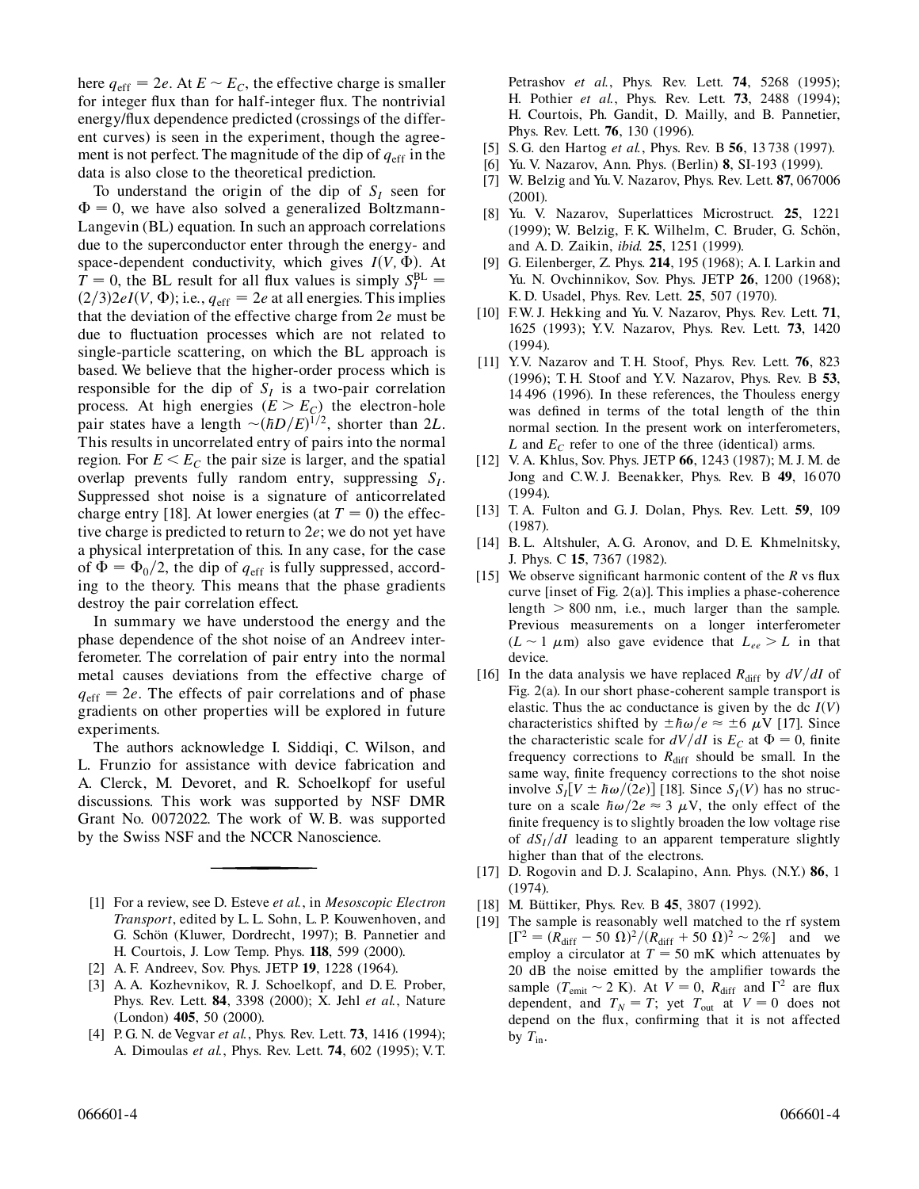here $q_{\rm eff} = 2e$. At $E \sim E_C$, the effective charge is smaller for integer flux than for half-integer flux. The nontrivial energy/flux dependence predicted (crossings of the different curves) is seen in the experiment, though the agreement is not perfect. The magnitude of the dip of $q_{\rm eff}$ in the data is also close to the theoretical prediction.

To understand the origin of the dip of $S_I$ seen for $\Phi = 0$, we have also solved a generalized Boltzmann-Langevin (BL) equation. In such an approach correlations due to the superconductor enter through the energy- and space-dependent conductivity, which gives $I(V, \Phi)$. At $T = 0$, the BL result for all flux values is simply $S_I^{\rm BL} = (2/3)2eI(V, \Phi)$; i.e., $q_{\rm eff} = 2e$ at all energies. This implies that the deviation of the effective charge from $2e$ must be due to fluctuation processes which are not related to single-particle scattering, on which the BL approach is based. We believe that the higher-order process which is responsible for the dip of $S_I$ is a two-pair correlation process. At high energies ($E > E_C$) the electron-hole pair states have a length $\sim(\hbar D/E)^{1/2}$, shorter than $2L$. This results in uncorrelated entry of pairs into the normal region. For $E < E_C$ the pair size is larger, and the spatial overlap prevents fully random entry, suppressing $S_I$. Suppressed shot noise is a signature of anticorrelated charge entry [18]. At lower energies (at $T = 0$) the effective charge is predicted to return to $2e$; we do not yet have a physical interpretation of this. In any case, for the case of $\Phi = \Phi_0/2$, the dip of $q_{\rm eff}$ is fully suppressed, according to the theory. This means that the phase gradients destroy the pair correlation effect.

In summary we have understood the energy and the phase dependence of the shot noise of an Andreev interferometer. The correlation of pair entry into the normal metal causes deviations from the effective charge of $q_{\rm eff} = 2e$. The effects of pair correlations and of phase gradients on other properties will be explored in future experiments.

The authors acknowledge I. Siddiqi, C. Wilson, and L. Frunzio for assistance with device fabrication and A. Clerck, M. Devoret, and R. Schoelkopf for useful discussions. This work was supported by NSF DMR Grant No. 0072022. The work of W. B. was supported by the Swiss NSF and the NCCR Nanoscience.

---

[1] For a review, see D. Esteve *et al.*, in *Mesoscopic Electron Transport*, edited by L. L. Sohn, L. P. Kouwenhoven, and G. Schön (Kluwer, Dordrecht, 1997); B. Pannetier and H. Courtois, J. Low Temp. Phys. **118**, 599 (2000).

[2] A. F. Andreev, Sov. Phys. JETP **19**, 1228 (1964).

[3] A. A. Kozhevnikov, R. J. Schoelkopf, and D. E. Prober, Phys. Rev. Lett. **84**, 3398 (2000); X. Jehl *et al.*, Nature (London) **405**, 50 (2000).

[4] P. G. N. de Vegvar *et al.*, Phys. Rev. Lett. **73**, 1416 (1994); A. Dimoulas *et al.*, Phys. Rev. Lett. **74**, 602 (1995); V. T. Petrashov *et al.*, Phys. Rev. Lett. **74**, 5268 (1995); H. Pothier *et al.*, Phys. Rev. Lett. **73**, 2488 (1994); H. Courtois, Ph. Gandit, D. Mailly, and B. Pannetier, Phys. Rev. Lett. **76**, 130 (1996).

[5] S. G. den Hartog *et al.*, Phys. Rev. B **56**, 13 738 (1997).

[6] Yu. V. Nazarov, Ann. Phys. (Berlin) **8**, SI-193 (1999).

[7] W. Belzig and Yu. V. Nazarov, Phys. Rev. Lett. **87**, 067006 (2001).

[8] Yu. V. Nazarov, Superlattices Microstruct. **25**, 1221 (1999); W. Belzig, F. K. Wilhelm, C. Bruder, G. Schön, and A. D. Zaikin, *ibid.* **25**, 1251 (1999).

[9] G. Eilenberger, Z. Phys. **214**, 195 (1968); A. I. Larkin and Yu. N. Ovchinnikov, Sov. Phys. JETP **26**, 1200 (1968); K. D. Usadel, Phys. Rev. Lett. **25**, 507 (1970).

[10] F. W. J. Hekking and Yu. V. Nazarov, Phys. Rev. Lett. **71**, 1625 (1993); Y. V. Nazarov, Phys. Rev. Lett. **73**, 1420 (1994).

[11] Y. V. Nazarov and T. H. Stoof, Phys. Rev. Lett. **76**, 823 (1996); T. H. Stoof and Y. V. Nazarov, Phys. Rev. B **53**, 14 496 (1996). In these references, the Thouless energy was defined in terms of the total length of the thin normal section. In the present work on interferometers, $L$ and $E_C$ refer to one of the three (identical) arms.

[12] V. A. Khlus, Sov. Phys. JETP **66**, 1243 (1987); M. J. M. de Jong and C. W. J. Beenakker, Phys. Rev. B **49**, 16 070 (1994).

[13] T. A. Fulton and G. J. Dolan, Phys. Rev. Lett. **59**, 109 (1987).

[14] B. L. Altshuler, A. G. Aronov, and D. E. Khmelnitsky, J. Phys. C **15**, 7367 (1982).

[15] We observe significant harmonic content of the $R$ vs flux curve [inset of Fig. 2(a)]. This implies a phase-coherence length $> 800$ nm, i.e., much larger than the sample. Previous measurements on a longer interferometer ($L \sim 1$ $\mu$m) also gave evidence that $L_{ee} > L$ in that device.

[16] In the data analysis we have replaced $R_{\rm diff}$ by $dV/dI$ of Fig. 2(a). In our short phase-coherent sample transport is elastic. Thus the ac conductance is given by the dc $I(V)$ characteristics shifted by $\pm\hbar\omega/e \approx \pm 6$ $\mu$V [17]. Since the characteristic scale for $dV/dI$ is $E_C$ at $\Phi = 0$, finite frequency corrections to $R_{\rm diff}$ should be small. In the same way, finite frequency corrections to the shot noise involve $S_I[V \pm \hbar\omega/(2e)]$ [18]. Since $S_I(V)$ has no structure on a scale $\hbar\omega/2e \approx 3$ $\mu$V, the only effect of the finite frequency is to slightly broaden the low voltage rise of $dS_I/dI$ leading to an apparent temperature slightly higher than that of the electrons.

[17] D. Rogovin and D. J. Scalapino, Ann. Phys. (N.Y.) **86**, 1 (1974).

[18] M. Büttiker, Phys. Rev. B **45**, 3807 (1992).

[19] The sample is reasonably well matched to the rf system [$\Gamma^2 = (R_{\rm diff} - 50\ \Omega)^2/(R_{\rm diff} + 50\ \Omega)^2 \sim 2\%$] and we employ a circulator at $T = 50$ mK which attenuates by 20 dB the noise emitted by the amplifier towards the sample ($T_{\rm emit} \sim 2$ K). At $V = 0$, $R_{\rm diff}$ and $\Gamma^2$ are flux dependent, and $T_N = T$; yet $T_{\rm out}$ at $V = 0$ does not depend on the flux, confirming that it is not affected by $T_{\rm in}$.